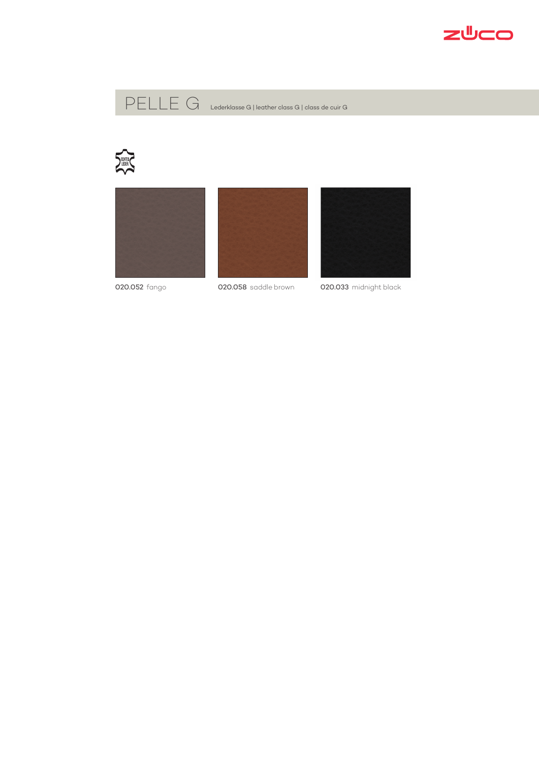# PELLE G

Lederklasse G | leather class G | class de cuir G

ECHTES LEDER

**020.052** fango

**020.058** saddle brown

**020.033** midnight black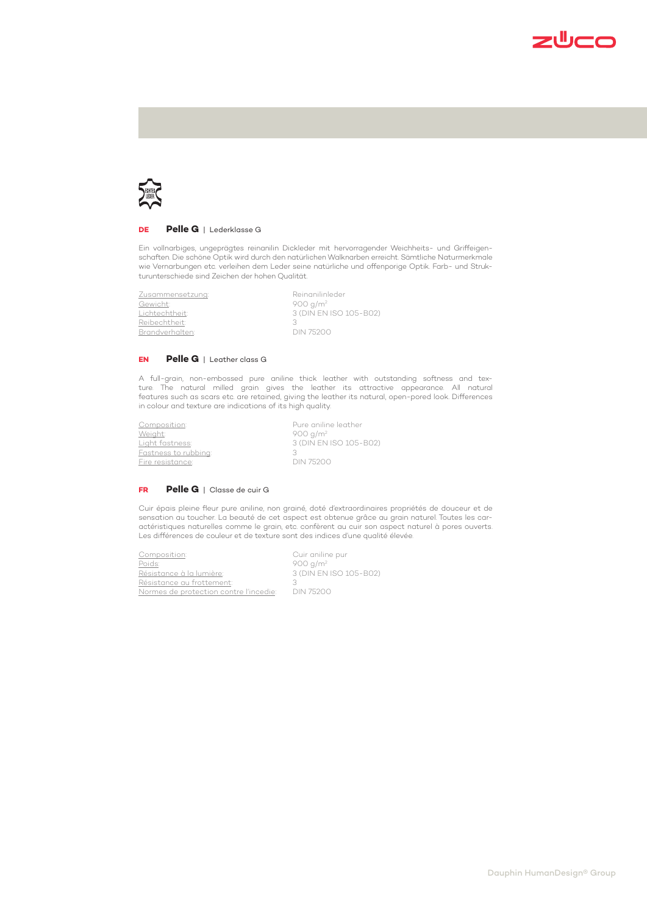## DE **Pelle G** | Lederklasse G

Ein vollnarbiges, ungeprägtes reinanilin Dickleder mit hervorragender Weichheits- und Griffeigenschaften. Die schöne Optik wird durch den natürlichen Walknarben erreicht. Sämtliche Naturmerkmale wie Vernarbungen etc. verleihen dem Leder seine natürliche und offenporige Optik. Farb- und Strukturunterschiede sind Zeichen der hohen Qualität.

| | |
|---|---|
| Zusammensetzung: | Reinanilinleder |
| Gewicht: | 900 g/m² |
| Lichtechtheit: | 3 (DIN EN ISO 105-B02) |
| Reibechtheit: | 3 |
| Brandverhalten: | DIN 75200 |

## EN **Pelle G** | Leather class G

A full-grain, non-embossed pure aniline thick leather with outstanding softness and texture. The natural milled grain gives the leather its attractive appearance. All natural features such as scars etc. are retained, giving the leather its natural, open-pored look. Differences in colour and texture are indications of its high quality.

| | |
|---|---|
| Composition: | Pure aniline leather |
| Weight: | 900 g/m² |
| Light fastness: | 3 (DIN EN ISO 105-B02) |
| Fastness to rubbing: | 3 |
| Fire resistance: | DIN 75200 |

## FR **Pelle G** | Classe de cuir G

Cuir épais pleine fleur pure aniline, non grainé, doté d'extraordinaires propriétés de douceur et de sensation au toucher. La beauté de cet aspect est obtenue grâce au grain naturel. Toutes les caractéristiques naturelles comme le grain, etc. confèrent au cuir son aspect naturel à pores ouverts. Les différences de couleur et de texture sont des indices d'une qualité élevée.

| | |
|---|---|
| Composition: | Cuir aniline pur |
| Poids: | 900 g/m² |
| Résistance à la lumière: | 3 (DIN EN ISO 105-B02) |
| Résistance au frottement: | 3 |
| Normes de protection contre l'incedie: | DIN 75200 |